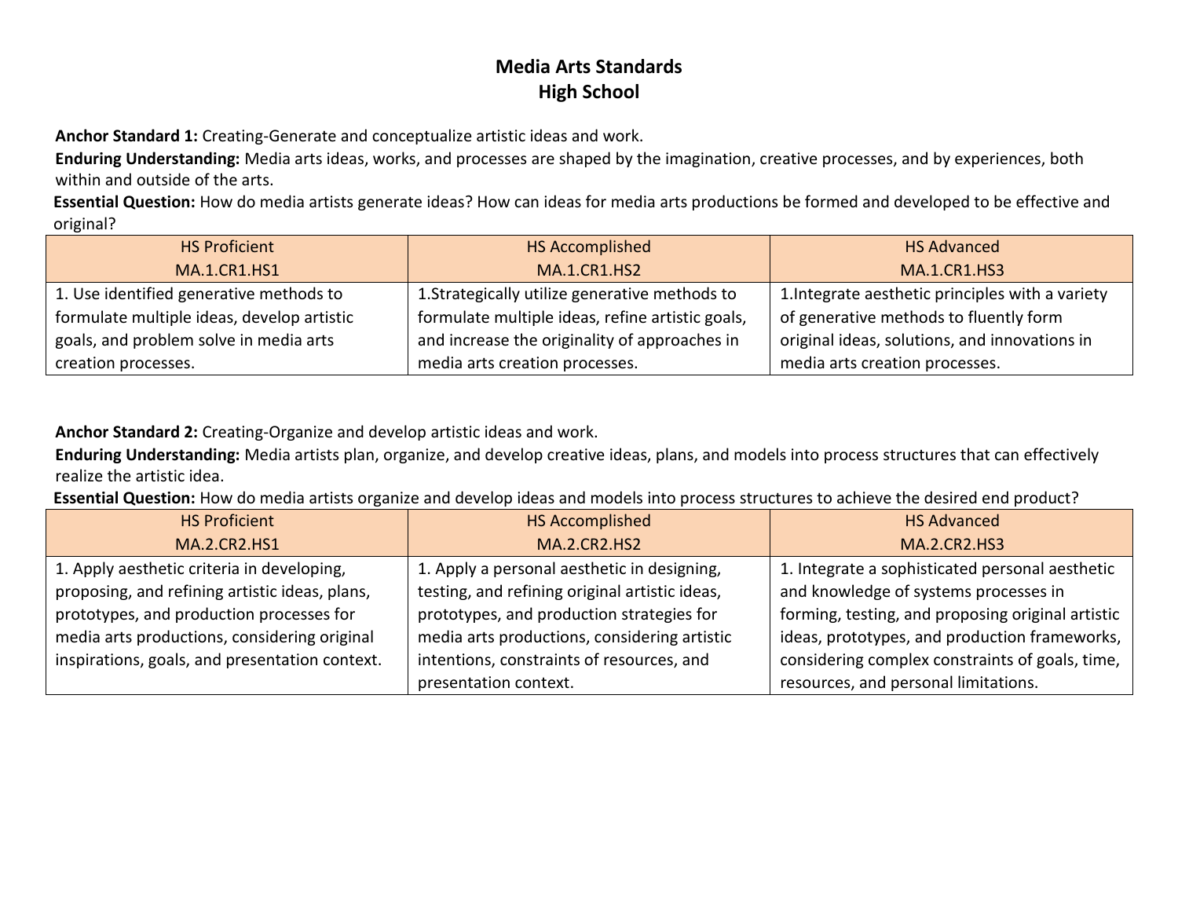# Media Arts Standards
## High School

**Anchor Standard 1:** Creating-Generate and conceptualize artistic ideas and work.

**Enduring Understanding:** Media arts ideas, works, and processes are shaped by the imagination, creative processes, and by experiences, both within and outside of the arts.

**Essential Question:** How do media artists generate ideas? How can ideas for media arts productions be formed and developed to be effective and original?

| HS Proficient<br>MA.1.CR1.HS1 | HS Accomplished<br>MA.1.CR1.HS2 | HS Advanced<br>MA.1.CR1.HS3 |
|---|---|---|
| 1. Use identified generative methods to formulate multiple ideas, develop artistic goals, and problem solve in media arts creation processes. | 1.Strategically utilize generative methods to formulate multiple ideas, refine artistic goals, and increase the originality of approaches in media arts creation processes. | 1.Integrate aesthetic principles with a variety of generative methods to fluently form original ideas, solutions, and innovations in media arts creation processes. |

**Anchor Standard 2:** Creating-Organize and develop artistic ideas and work.

**Enduring Understanding:** Media artists plan, organize, and develop creative ideas, plans, and models into process structures that can effectively realize the artistic idea.

**Essential Question:** How do media artists organize and develop ideas and models into process structures to achieve the desired end product?

| HS Proficient<br>MA.2.CR2.HS1 | HS Accomplished<br>MA.2.CR2.HS2 | HS Advanced<br>MA.2.CR2.HS3 |
|---|---|---|
| 1. Apply aesthetic criteria in developing, proposing, and refining artistic ideas, plans, prototypes, and production processes for media arts productions, considering original inspirations, goals, and presentation context. | 1. Apply a personal aesthetic in designing, testing, and refining original artistic ideas, prototypes, and production strategies for media arts productions, considering artistic intentions, constraints of resources, and presentation context. | 1. Integrate a sophisticated personal aesthetic and knowledge of systems processes in forming, testing, and proposing original artistic ideas, prototypes, and production frameworks, considering complex constraints of goals, time, resources, and personal limitations. |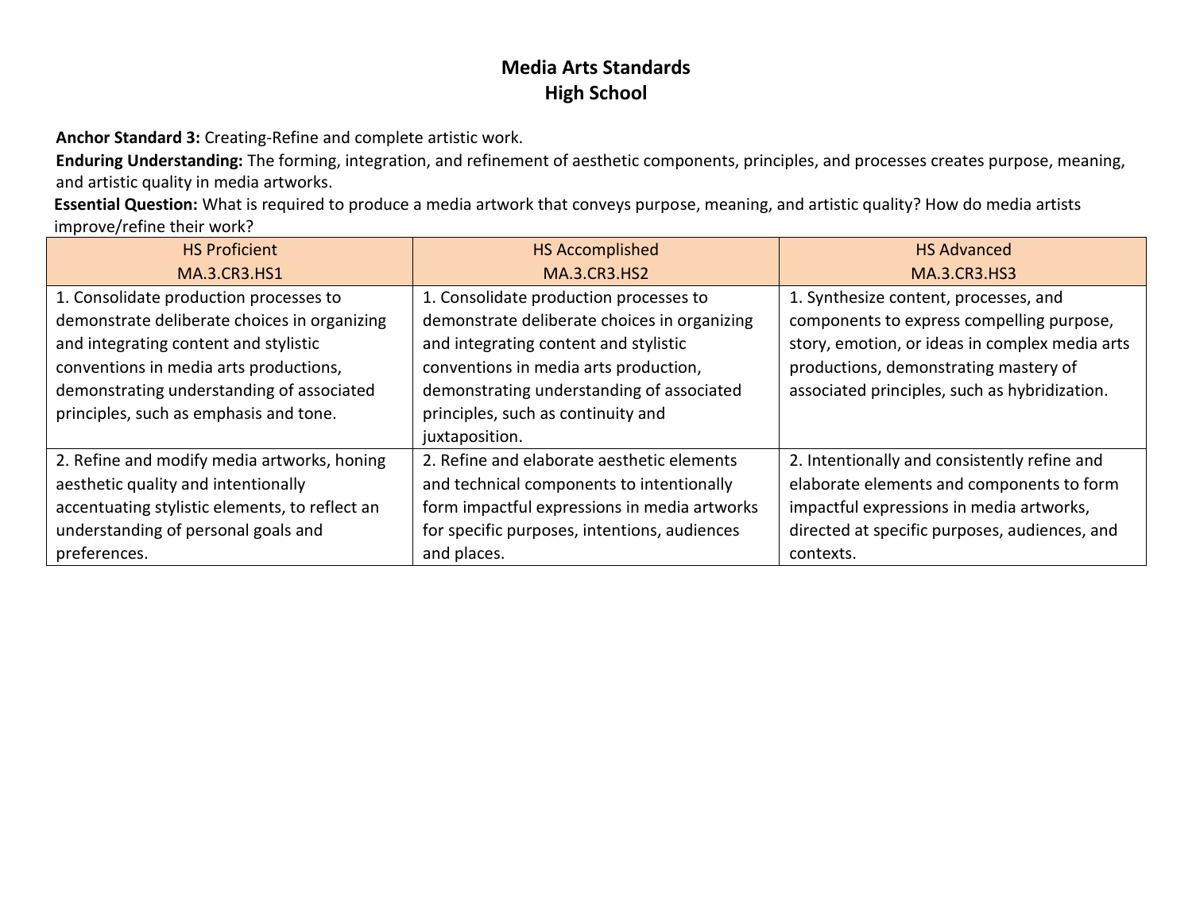# Media Arts Standards
## High School

**Anchor Standard 3:** Creating-Refine and complete artistic work.

**Enduring Understanding:** The forming, integration, and refinement of aesthetic components, principles, and processes creates purpose, meaning, and artistic quality in media artworks.

**Essential Question:** What is required to produce a media artwork that conveys purpose, meaning, and artistic quality? How do media artists improve/refine their work?

| HS Proficient<br>MA.3.CR3.HS1 | HS Accomplished<br>MA.3.CR3.HS2 | HS Advanced<br>MA.3.CR3.HS3 |
|---|---|---|
| 1. Consolidate production processes to demonstrate deliberate choices in organizing and integrating content and stylistic conventions in media arts productions, demonstrating understanding of associated principles, such as emphasis and tone. | 1. Consolidate production processes to demonstrate deliberate choices in organizing and integrating content and stylistic conventions in media arts production, demonstrating understanding of associated principles, such as continuity and juxtaposition. | 1. Synthesize content, processes, and components to express compelling purpose, story, emotion, or ideas in complex media arts productions, demonstrating mastery of associated principles, such as hybridization. |
| 2. Refine and modify media artworks, honing aesthetic quality and intentionally accentuating stylistic elements, to reflect an understanding of personal goals and preferences. | 2. Refine and elaborate aesthetic elements and technical components to intentionally form impactful expressions in media artworks for specific purposes, intentions, audiences and places. | 2. Intentionally and consistently refine and elaborate elements and components to form impactful expressions in media artworks, directed at specific purposes, audiences, and contexts. |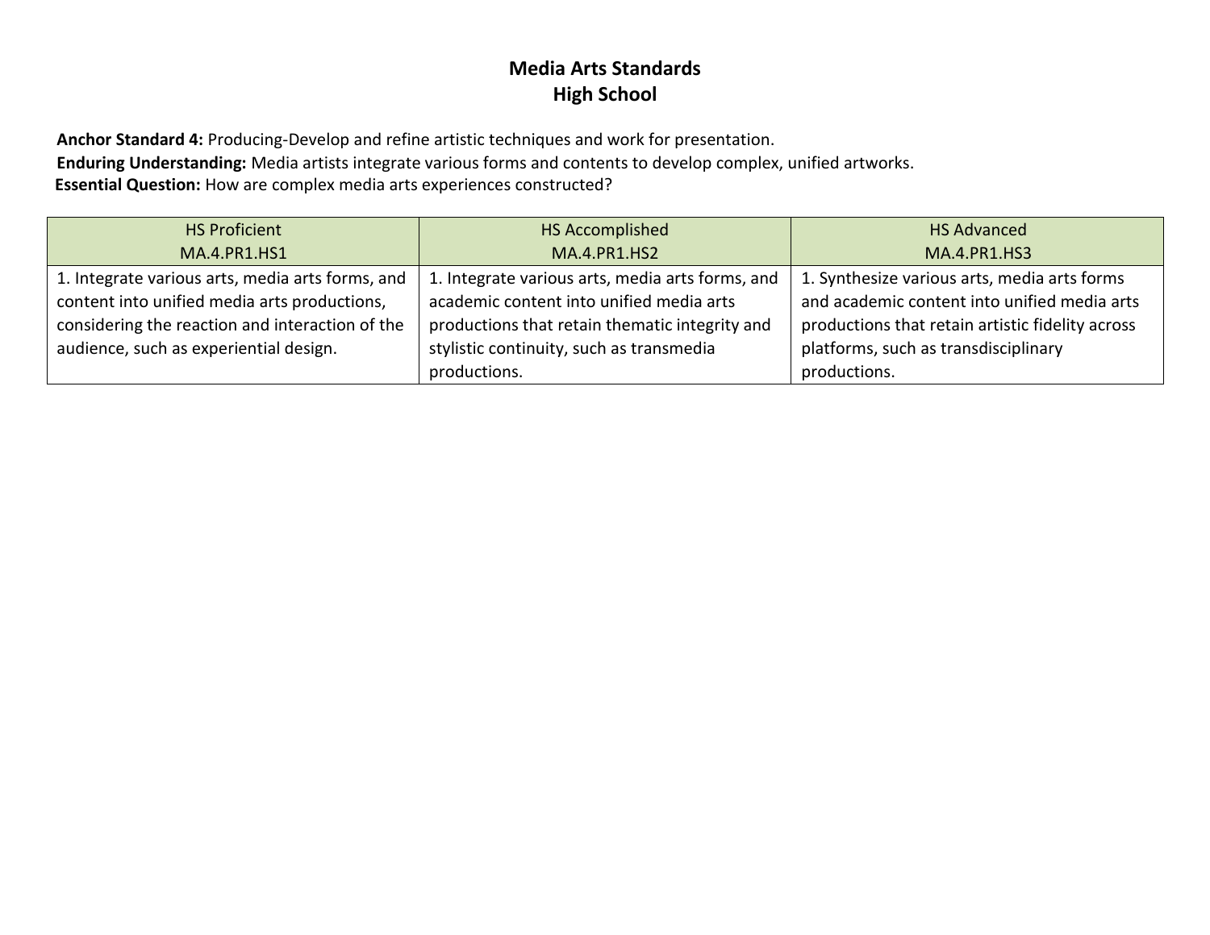# Media Arts Standards
## High School

**Anchor Standard 4:** Producing-Develop and refine artistic techniques and work for presentation.
**Enduring Understanding:** Media artists integrate various forms and contents to develop complex, unified artworks.
**Essential Question:** How are complex media arts experiences constructed?

| HS Proficient<br>MA.4.PR1.HS1 | HS Accomplished<br>MA.4.PR1.HS2 | HS Advanced<br>MA.4.PR1.HS3 |
|---|---|---|
| 1. Integrate various arts, media arts forms, and content into unified media arts productions, considering the reaction and interaction of the audience, such as experiential design. | 1. Integrate various arts, media arts forms, and academic content into unified media arts productions that retain thematic integrity and stylistic continuity, such as transmedia productions. | 1. Synthesize various arts, media arts forms and academic content into unified media arts productions that retain artistic fidelity across platforms, such as transdisciplinary productions. |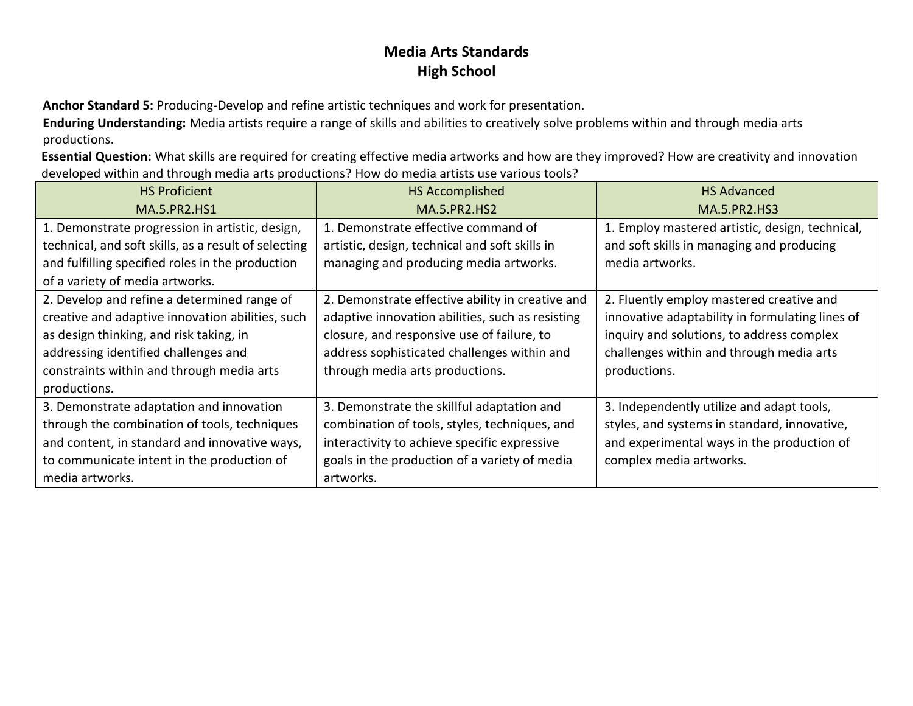# Media Arts Standards
## High School

**Anchor Standard 5:** Producing-Develop and refine artistic techniques and work for presentation.

**Enduring Understanding:** Media artists require a range of skills and abilities to creatively solve problems within and through media arts productions.

**Essential Question:** What skills are required for creating effective media artworks and how are they improved? How are creativity and innovation developed within and through media arts productions? How do media artists use various tools?

| HS Proficient MA.5.PR2.HS1 | HS Accomplished MA.5.PR2.HS2 | HS Advanced MA.5.PR2.HS3 |
| --- | --- | --- |
| 1. Demonstrate progression in artistic, design, technical, and soft skills, as a result of selecting and fulfilling specified roles in the production of a variety of media artworks. | 1. Demonstrate effective command of artistic, design, technical and soft skills in managing and producing media artworks. | 1. Employ mastered artistic, design, technical, and soft skills in managing and producing media artworks. |
| 2. Develop and refine a determined range of creative and adaptive innovation abilities, such as design thinking, and risk taking, in addressing identified challenges and constraints within and through media arts productions. | 2. Demonstrate effective ability in creative and adaptive innovation abilities, such as resisting closure, and responsive use of failure, to address sophisticated challenges within and through media arts productions. | 2. Fluently employ mastered creative and innovative adaptability in formulating lines of inquiry and solutions, to address complex challenges within and through media arts productions. |
| 3. Demonstrate adaptation and innovation through the combination of tools, techniques and content, in standard and innovative ways, to communicate intent in the production of media artworks. | 3. Demonstrate the skillful adaptation and combination of tools, styles, techniques, and interactivity to achieve specific expressive goals in the production of a variety of media artworks. | 3. Independently utilize and adapt tools, styles, and systems in standard, innovative, and experimental ways in the production of complex media artworks. |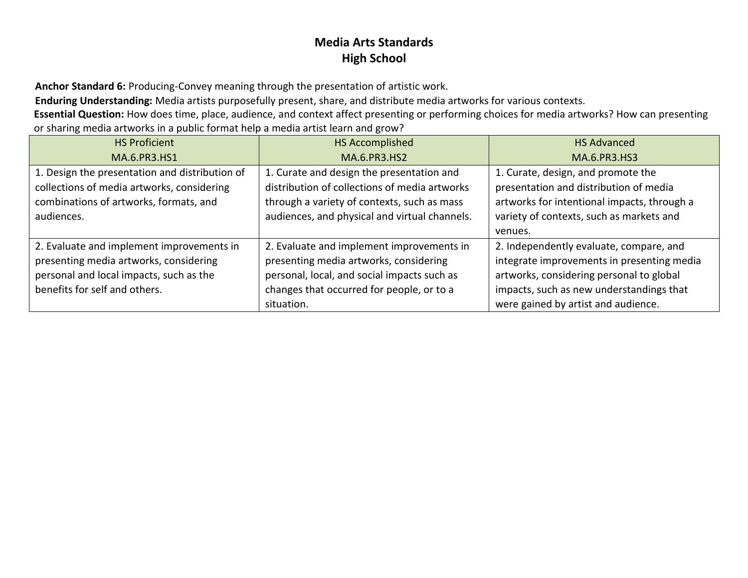# Media Arts Standards
## High School

**Anchor Standard 6:** Producing-Convey meaning through the presentation of artistic work.

**Enduring Understanding:** Media artists purposefully present, share, and distribute media artworks for various contexts.

**Essential Question:** How does time, place, audience, and context affect presenting or performing choices for media artworks? How can presenting or sharing media artworks in a public format help a media artist learn and grow?

| HS Proficient<br>MA.6.PR3.HS1 | HS Accomplished<br>MA.6.PR3.HS2 | HS Advanced<br>MA.6.PR3.HS3 |
|---|---|---|
| 1. Design the presentation and distribution of collections of media artworks, considering combinations of artworks, formats, and audiences. | 1. Curate and design the presentation and distribution of collections of media artworks through a variety of contexts, such as mass audiences, and physical and virtual channels. | 1. Curate, design, and promote the presentation and distribution of media artworks for intentional impacts, through a variety of contexts, such as markets and venues. |
| 2. Evaluate and implement improvements in presenting media artworks, considering personal and local impacts, such as the benefits for self and others. | 2. Evaluate and implement improvements in presenting media artworks, considering personal, local, and social impacts such as changes that occurred for people, or to a situation. | 2. Independently evaluate, compare, and integrate improvements in presenting media artworks, considering personal to global impacts, such as new understandings that were gained by artist and audience. |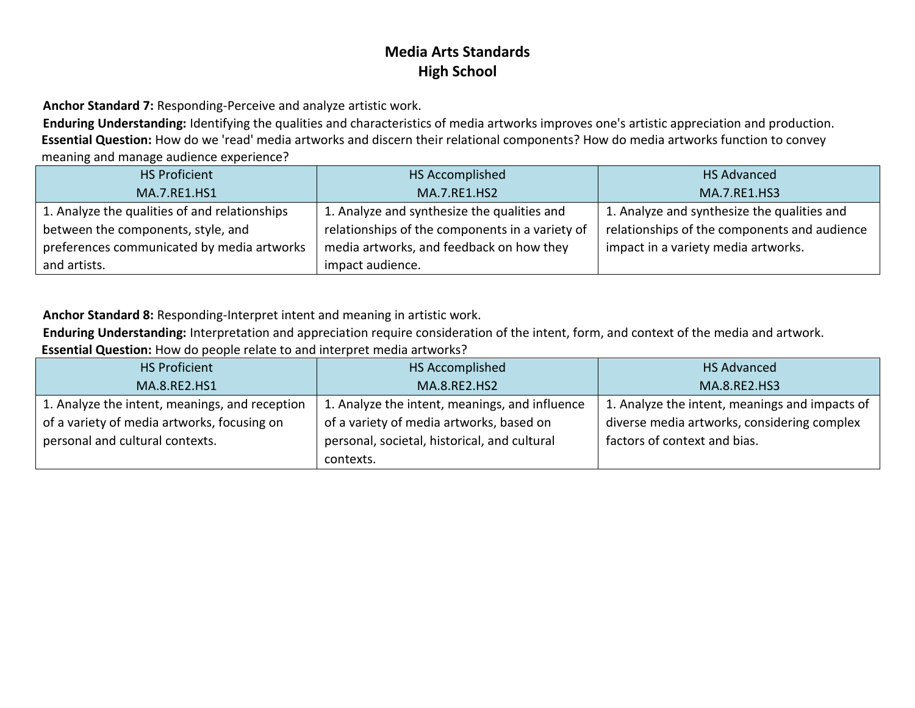# Media Arts Standards
## High School

**Anchor Standard 7:** Responding-Perceive and analyze artistic work.
**Enduring Understanding:** Identifying the qualities and characteristics of media artworks improves one's artistic appreciation and production.
**Essential Question:** How do we 'read' media artworks and discern their relational components? How do media artworks function to convey meaning and manage audience experience?

| HS Proficient<br>MA.7.RE1.HS1 | HS Accomplished<br>MA.7.RE1.HS2 | HS Advanced<br>MA.7.RE1.HS3 |
|---|---|---|
| 1. Analyze the qualities of and relationships between the components, style, and preferences communicated by media artworks and artists. | 1. Analyze and synthesize the qualities and relationships of the components in a variety of media artworks, and feedback on how they impact audience. | 1. Analyze and synthesize the qualities and relationships of the components and audience impact in a variety media artworks. |

**Anchor Standard 8:** Responding-Interpret intent and meaning in artistic work.
**Enduring Understanding:** Interpretation and appreciation require consideration of the intent, form, and context of the media and artwork.
**Essential Question:** How do people relate to and interpret media artworks?

| HS Proficient<br>MA.8.RE2.HS1 | HS Accomplished<br>MA.8.RE2.HS2 | HS Advanced<br>MA.8.RE2.HS3 |
|---|---|---|
| 1. Analyze the intent, meanings, and reception of a variety of media artworks, focusing on personal and cultural contexts. | 1. Analyze the intent, meanings, and influence of a variety of media artworks, based on personal, societal, historical, and cultural contexts. | 1. Analyze the intent, meanings and impacts of diverse media artworks, considering complex factors of context and bias. |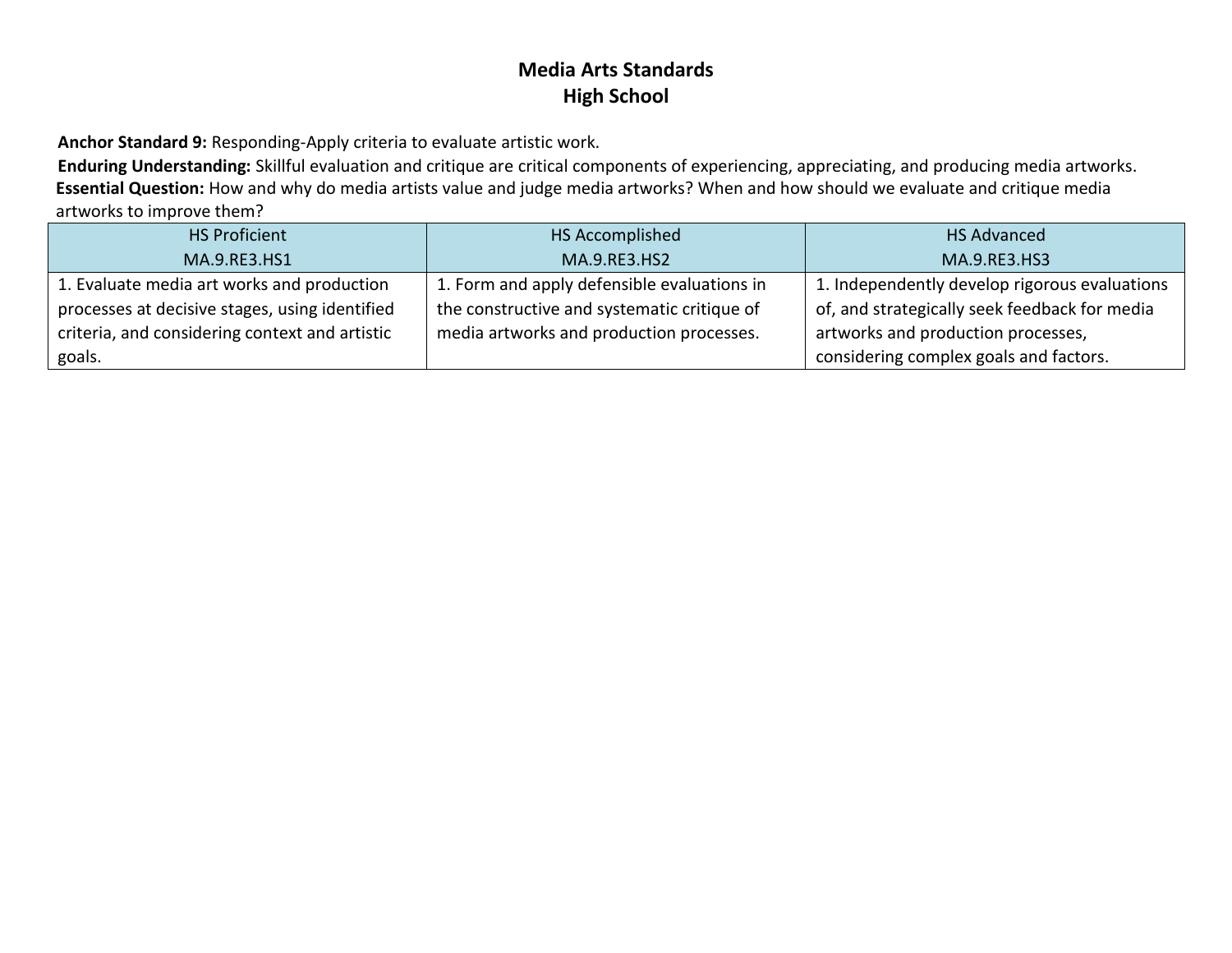# Media Arts Standards
## High School

**Anchor Standard 9:** Responding-Apply criteria to evaluate artistic work.

**Enduring Understanding:** Skillful evaluation and critique are critical components of experiencing, appreciating, and producing media artworks.

**Essential Question:** How and why do media artists value and judge media artworks? When and how should we evaluate and critique media artworks to improve them?

| HS Proficient<br>MA.9.RE3.HS1 | HS Accomplished<br>MA.9.RE3.HS2 | HS Advanced<br>MA.9.RE3.HS3 |
|---|---|---|
| 1. Evaluate media art works and production processes at decisive stages, using identified criteria, and considering context and artistic goals. | 1. Form and apply defensible evaluations in the constructive and systematic critique of media artworks and production processes. | 1. Independently develop rigorous evaluations of, and strategically seek feedback for media artworks and production processes, considering complex goals and factors. |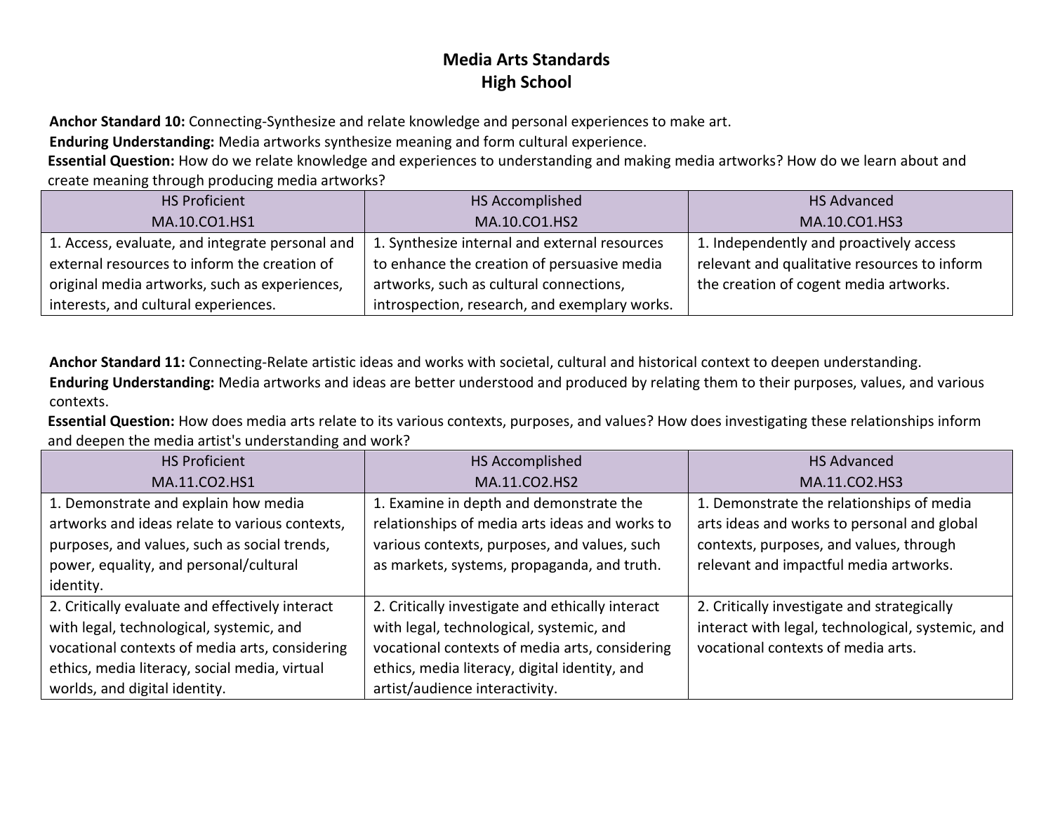# Media Arts Standards
## High School

**Anchor Standard 10:** Connecting-Synthesize and relate knowledge and personal experiences to make art.
**Enduring Understanding:** Media artworks synthesize meaning and form cultural experience.
**Essential Question:** How do we relate knowledge and experiences to understanding and making media artworks? How do we learn about and create meaning through producing media artworks?

| HS Proficient<br>MA.10.CO1.HS1 | HS Accomplished<br>MA.10.CO1.HS2 | HS Advanced<br>MA.10.CO1.HS3 |
|---|---|---|
| 1. Access, evaluate, and integrate personal and external resources to inform the creation of original media artworks, such as experiences, interests, and cultural experiences. | 1. Synthesize internal and external resources to enhance the creation of persuasive media artworks, such as cultural connections, introspection, research, and exemplary works. | 1. Independently and proactively access relevant and qualitative resources to inform the creation of cogent media artworks. |

**Anchor Standard 11:** Connecting-Relate artistic ideas and works with societal, cultural and historical context to deepen understanding.
**Enduring Understanding:** Media artworks and ideas are better understood and produced by relating them to their purposes, values, and various contexts.
**Essential Question:** How does media arts relate to its various contexts, purposes, and values? How does investigating these relationships inform and deepen the media artist's understanding and work?

| HS Proficient<br>MA.11.CO2.HS1 | HS Accomplished<br>MA.11.CO2.HS2 | HS Advanced<br>MA.11.CO2.HS3 |
|---|---|---|
| 1. Demonstrate and explain how media artworks and ideas relate to various contexts, purposes, and values, such as social trends, power, equality, and personal/cultural identity. | 1. Examine in depth and demonstrate the relationships of media arts ideas and works to various contexts, purposes, and values, such as markets, systems, propaganda, and truth. | 1. Demonstrate the relationships of media arts ideas and works to personal and global contexts, purposes, and values, through relevant and impactful media artworks. |
| 2. Critically evaluate and effectively interact with legal, technological, systemic, and vocational contexts of media arts, considering ethics, media literacy, social media, virtual worlds, and digital identity. | 2. Critically investigate and ethically interact with legal, technological, systemic, and vocational contexts of media arts, considering ethics, media literacy, digital identity, and artist/audience interactivity. | 2. Critically investigate and strategically interact with legal, technological, systemic, and vocational contexts of media arts. |